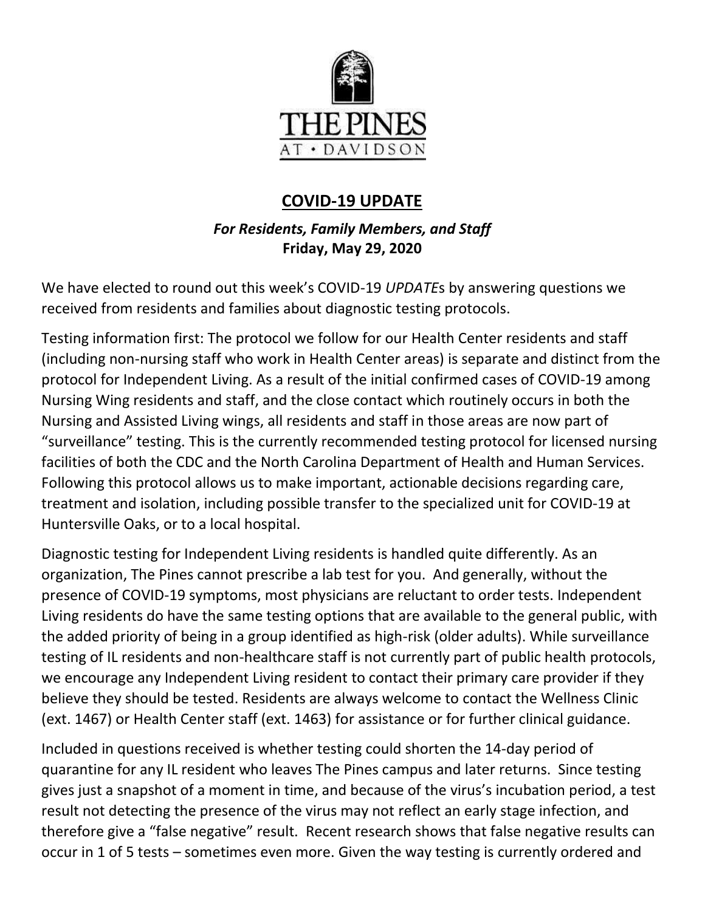THE PINES AT • DAVIDSON

# COVID-19 UPDATE

***For Residents, Family Members, and Staff***
**Friday, May 29, 2020**

We have elected to round out this week's COVID-19 *UPDATE*s by answering questions we received from residents and families about diagnostic testing protocols.

Testing information first: The protocol we follow for our Health Center residents and staff (including non-nursing staff who work in Health Center areas) is separate and distinct from the protocol for Independent Living. As a result of the initial confirmed cases of COVID-19 among Nursing Wing residents and staff, and the close contact which routinely occurs in both the Nursing and Assisted Living wings, all residents and staff in those areas are now part of "surveillance" testing. This is the currently recommended testing protocol for licensed nursing facilities of both the CDC and the North Carolina Department of Health and Human Services. Following this protocol allows us to make important, actionable decisions regarding care, treatment and isolation, including possible transfer to the specialized unit for COVID-19 at Huntersville Oaks, or to a local hospital.

Diagnostic testing for Independent Living residents is handled quite differently. As an organization, The Pines cannot prescribe a lab test for you. And generally, without the presence of COVID-19 symptoms, most physicians are reluctant to order tests. Independent Living residents do have the same testing options that are available to the general public, with the added priority of being in a group identified as high-risk (older adults). While surveillance testing of IL residents and non-healthcare staff is not currently part of public health protocols, we encourage any Independent Living resident to contact their primary care provider if they believe they should be tested. Residents are always welcome to contact the Wellness Clinic (ext. 1467) or Health Center staff (ext. 1463) for assistance or for further clinical guidance.

Included in questions received is whether testing could shorten the 14-day period of quarantine for any IL resident who leaves The Pines campus and later returns. Since testing gives just a snapshot of a moment in time, and because of the virus's incubation period, a test result not detecting the presence of the virus may not reflect an early stage infection, and therefore give a "false negative" result. Recent research shows that false negative results can occur in 1 of 5 tests – sometimes even more. Given the way testing is currently ordered and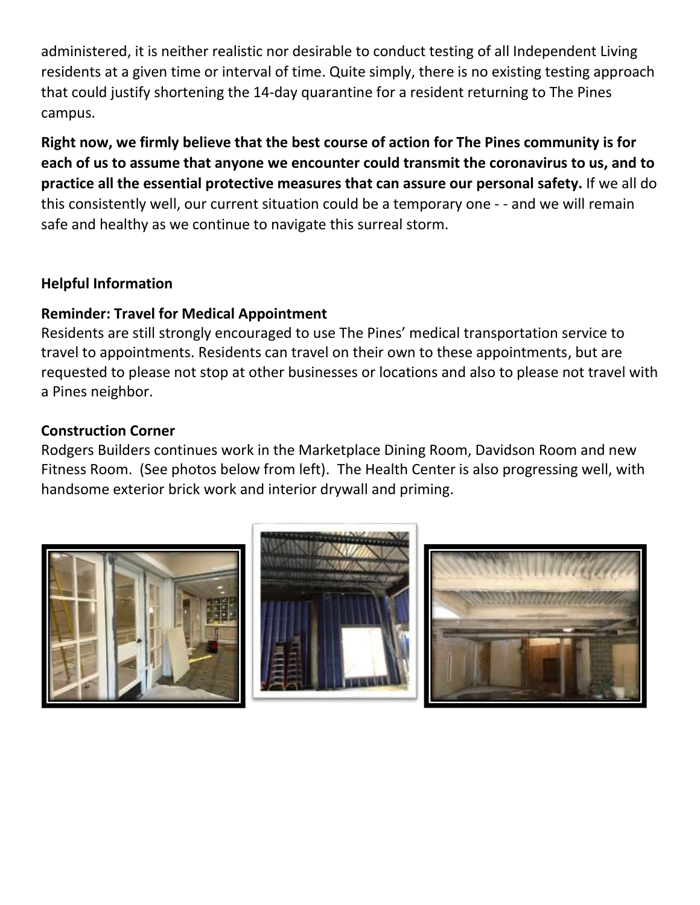administered, it is neither realistic nor desirable to conduct testing of all Independent Living residents at a given time or interval of time. Quite simply, there is no existing testing approach that could justify shortening the 14-day quarantine for a resident returning to The Pines campus.

**Right now, we firmly believe that the best course of action for The Pines community is for each of us to assume that anyone we encounter could transmit the coronavirus to us, and to practice all the essential protective measures that can assure our personal safety.** If we all do this consistently well, our current situation could be a temporary one - - and we will remain safe and healthy as we continue to navigate this surreal storm.

**Helpful Information**

**Reminder: Travel for Medical Appointment**

Residents are still strongly encouraged to use The Pines' medical transportation service to travel to appointments. Residents can travel on their own to these appointments, but are requested to please not stop at other businesses or locations and also to please not travel with a Pines neighbor.

**Construction Corner**

Rodgers Builders continues work in the Marketplace Dining Room, Davidson Room and new Fitness Room. (See photos below from left). The Health Center is also progressing well, with handsome exterior brick work and interior drywall and priming.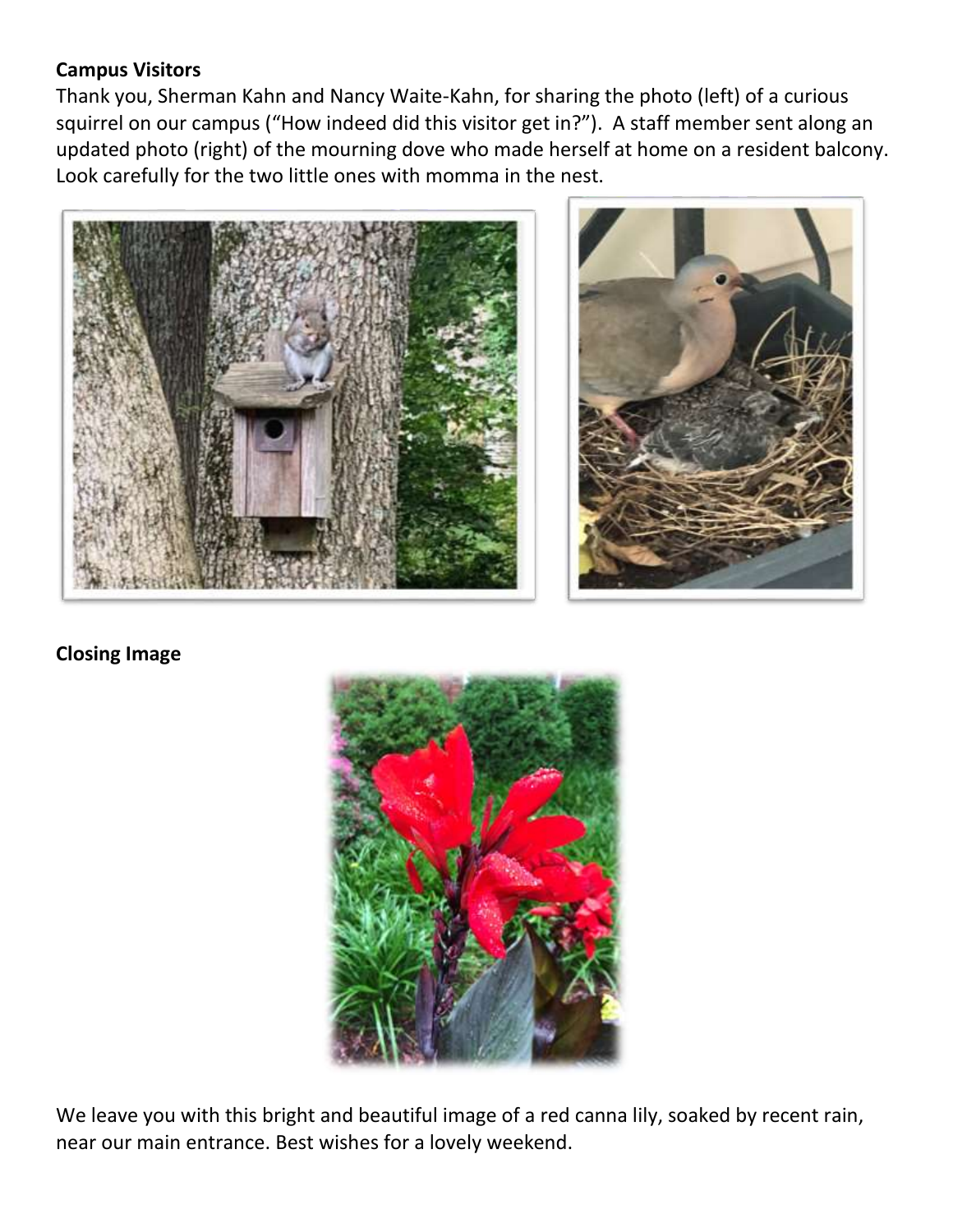**Campus Visitors**

Thank you, Sherman Kahn and Nancy Waite-Kahn, for sharing the photo (left) of a curious squirrel on our campus ("How indeed did this visitor get in?"). A staff member sent along an updated photo (right) of the mourning dove who made herself at home on a resident balcony. Look carefully for the two little ones with momma in the nest.

**Closing Image**

We leave you with this bright and beautiful image of a red canna lily, soaked by recent rain, near our main entrance. Best wishes for a lovely weekend.